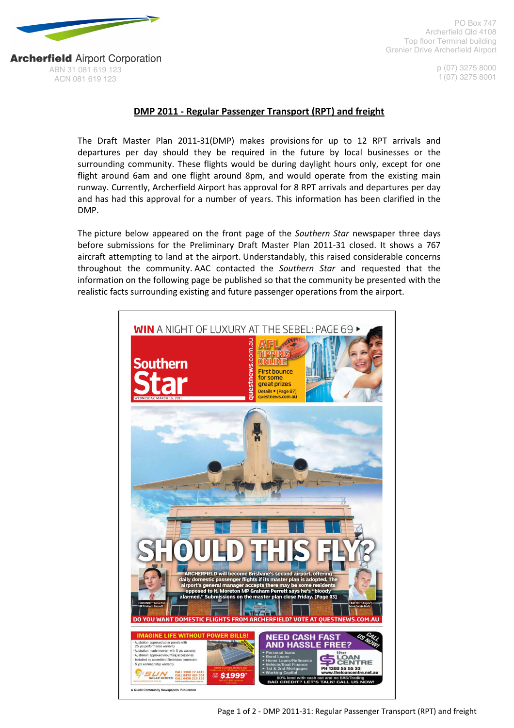**Archerfield** Airport Corporation
ABN 31 081 619 123
ACN 081 619 123

PO Box 747
Archerfield Qld 4108
Top floor Terminal building
Grenier Drive Archerfield Airport

p (07) 3275 8000
f (07) 3275 8001

## DMP 2011 - Regular Passenger Transport (RPT) and freight

The Draft Master Plan 2011-31(DMP) makes provisions for up to 12 RPT arrivals and departures per day should they be required in the future by local businesses or the surrounding community. These flights would be during daylight hours only, except for one flight around 6am and one flight around 8pm, and would operate from the existing main runway. Currently, Archerfield Airport has approval for 8 RPT arrivals and departures per day and has had this approval for a number of years. This information has been clarified in the DMP.

The picture below appeared on the front page of the *Southern Star* newspaper three days before submissions for the Preliminary Draft Master Plan 2011-31 closed. It shows a 767 aircraft attempting to land at the airport. Understandably, this raised considerable concerns throughout the community. AAC contacted the *Southern Star* and requested that the information on the following page be published so that the community be presented with the realistic facts surrounding existing and future passenger operations from the airport.

**WIN** A NIGHT OF LUXURY AT THE SEBEL: PAGE 69

**Southern Star**

WEDNESDAY, MARCH 16, 2011

questnews.com.au

AFL TIPPING ONLINE — First bounce for some great prizes. Details ▶ [Page 87] questnews.com.au

**SHOULD THIS FLY?**

ARCHERFIELD will become Brisbane's second airport, offering daily domestic passenger flights if its master plan is adopted. The airport's general manager accepts there may be some residents opposed to it. Moreton MP Graham Perrett says he's "bloody alarmed." Submissions on the master plan close Friday. [Page 03]

GROUND IT: Moreton MP Graham Perrett

TAKEOFF: Airport boss Corrie Metz

DO YOU WANT DOMESTIC FLIGHTS FROM ARCHERFIELD? VOTE AT QUESTNEWS.COM.AU

IMAGINE LIFE WITHOUT POWER BILLS!

- Australian approved solar panels with 25 yrs performance warranty
- Australian made inverter with 5 yrs warranty
- Australian approved mounting accessories
- Installed by accredited Electrician contractor
- 5 yrs workmanship warranty

SUN SOLAR SYSTEM — CALL 1300 77 4419, CALL 0433 424 007, CALL 0430 219 192 — FOR ONLY $1999*

NEED CASH FAST AND HASSLE FREE? CALL US NOW!

- Personal loans
- Bond Loans
- Home Loans/Refinance
- Vehicle/Boat Finance
- 1st & 2nd Mortgages
- Working Capital

the LOAN CENTRE — PH 1300 55 55 33 — www.theloancentre.net.au

80% lend with cash out and no BAS/Trading. BAD CREDIT? LET'S TALK! CALL US NOW!

A Quest Community Newspapers Publication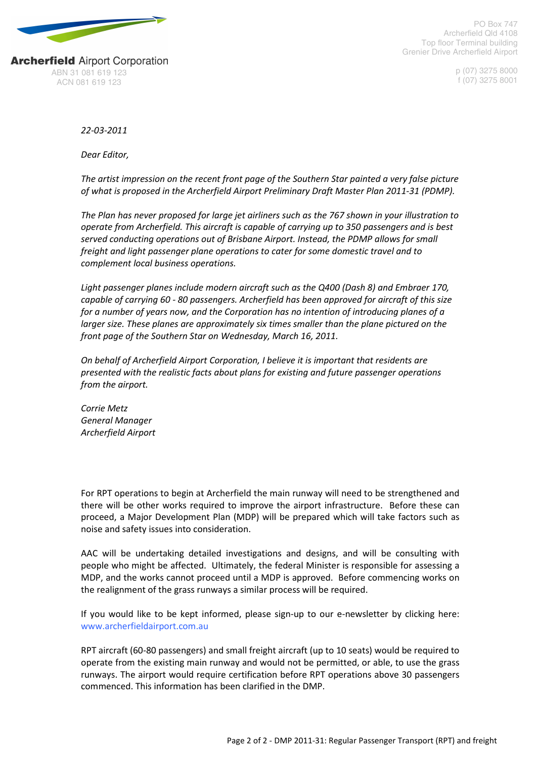**Archerfield** Airport Corporation
ABN 31 081 619 123
ACN 081 619 123

PO Box 747
Archerfield Qld 4108
Top floor Terminal building
Grenier Drive Archerfield Airport

p (07) 3275 8000
f (07) 3275 8001

*22-03-2011*

*Dear Editor,*

*The artist impression on the recent front page of the Southern Star painted a very false picture of what is proposed in the Archerfield Airport Preliminary Draft Master Plan 2011-31 (PDMP).*

*The Plan has never proposed for large jet airliners such as the 767 shown in your illustration to operate from Archerfield. This aircraft is capable of carrying up to 350 passengers and is best served conducting operations out of Brisbane Airport. Instead, the PDMP allows for small freight and light passenger plane operations to cater for some domestic travel and to complement local business operations.*

*Light passenger planes include modern aircraft such as the Q400 (Dash 8) and Embraer 170, capable of carrying 60 - 80 passengers. Archerfield has been approved for aircraft of this size for a number of years now, and the Corporation has no intention of introducing planes of a larger size. These planes are approximately six times smaller than the plane pictured on the front page of the Southern Star on Wednesday, March 16, 2011.*

*On behalf of Archerfield Airport Corporation, I believe it is important that residents are presented with the realistic facts about plans for existing and future passenger operations from the airport.*

*Corrie Metz*
*General Manager*
*Archerfield Airport*

For RPT operations to begin at Archerfield the main runway will need to be strengthened and there will be other works required to improve the airport infrastructure. Before these can proceed, a Major Development Plan (MDP) will be prepared which will take factors such as noise and safety issues into consideration.

AAC will be undertaking detailed investigations and designs, and will be consulting with people who might be affected. Ultimately, the federal Minister is responsible for assessing a MDP, and the works cannot proceed until a MDP is approved. Before commencing works on the realignment of the grass runways a similar process will be required.

If you would like to be kept informed, please sign-up to our e-newsletter by clicking here: www.archerfieldairport.com.au

RPT aircraft (60-80 passengers) and small freight aircraft (up to 10 seats) would be required to operate from the existing main runway and would not be permitted, or able, to use the grass runways. The airport would require certification before RPT operations above 30 passengers commenced. This information has been clarified in the DMP.